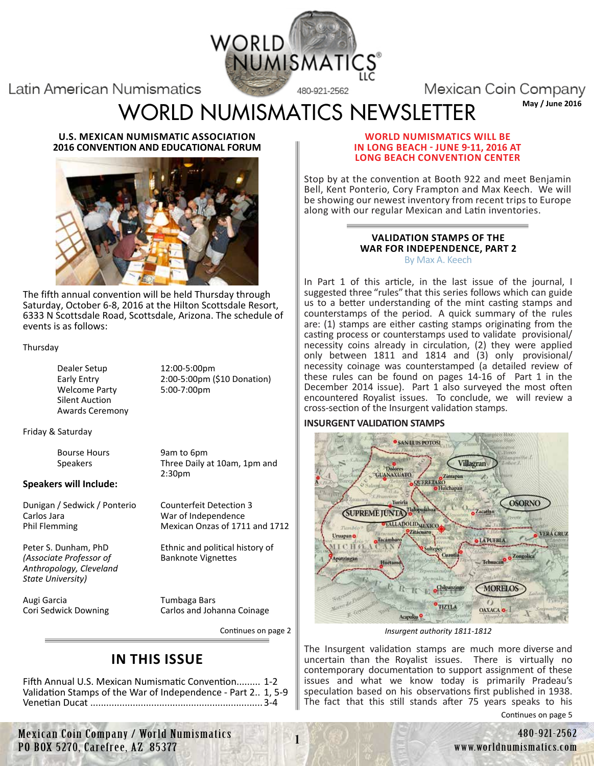Latin American Numismatics

# WORLD NUMISMATICS NEWSLETTER

Mexican Coin Company

May / June 2016

### U.S. MEXICAN NUMISMATIC ASSOCIATION 2016 CONVENTION AND EDUCATIONAL FORUM

The fifth annual convention will be held Thursday through Saturday, October 6-8, 2016 at the Hilton Scottsdale Resort, 6333 N Scottsdale Road, Scottsdale, Arizona. The schedule of events is as follows:

Thursday

| | |
|---|---|
| Dealer Setup | 12:00-5:00pm |
| Early Entry | 2:00-5:00pm ($10 Donation) |
| Welcome Party | 5:00-7:00pm |
| Silent Auction | |
| Awards Ceremony | |

Friday & Saturday

| | |
|---|---|
| Bourse Hours | 9am to 6pm |
| Speakers | Three Daily at 10am, 1pm and 2:30pm |

**Speakers will Include:**

| | |
|---|---|
| Dunigan / Sedwick / Ponterio | Counterfeit Detection 3 |
| Carlos Jara | War of Independence |
| Phil Flemming | Mexican Onzas of 1711 and 1712 |
| Peter S. Dunham, PhD *(Associate Professor of Anthropology, Cleveland State University)* | Ethnic and political history of Banknote Vignettes |
| Augi Garcia | Tumbaga Bars |
| Cori Sedwick Downing | Carlos and Johanna Coinage |

Continues on page 2

## IN THIS ISSUE

Fifth Annual U.S. Mexican Numismatic Convention......... 1-2
Validation Stamps of the War of Independence - Part 2.. 1, 5-9
Venetian Ducat ................................................................ 3-4

### WORLD NUMISMATICS WILL BE IN LONG BEACH - JUNE 9-11, 2016 AT LONG BEACH CONVENTION CENTER

Stop by at the convention at Booth 922 and meet Benjamin Bell, Kent Ponterio, Cory Frampton and Max Keech. We will be showing our newest inventory from recent trips to Europe along with our regular Mexican and Latin inventories.

### VALIDATION STAMPS OF THE WAR FOR INDEPENDENCE, PART 2

By Max A. Keech

In Part 1 of this article, in the last issue of the journal, I suggested three "rules" that this series follows which can guide us to a better understanding of the mint casting stamps and counterstamps of the period. A quick summary of the rules are: (1) stamps are either casting stamps originating from the casting process or counterstamps used to validate provisional/necessity coins already in circulation, (2) they were applied only between 1811 and 1814 and (3) only provisional/necessity coinage was counterstamped (a detailed review of these rules can be found on pages 14-16 of Part 1 in the December 2014 issue). Part 1 also surveyed the most often encountered Royalist issues. To conclude, we will review a cross-section of the Insurgent validation stamps.

**INSURGENT VALIDATION STAMPS**

*Insurgent authority 1811-1812*

The Insurgent validation stamps are much more diverse and uncertain than the Royalist issues. There is virtually no contemporary documentation to support assignment of these issues and what we know today is primarily Pradeau's speculation based on his observations first published in 1938. The fact that this still stands after 75 years speaks to his

Continues on page 5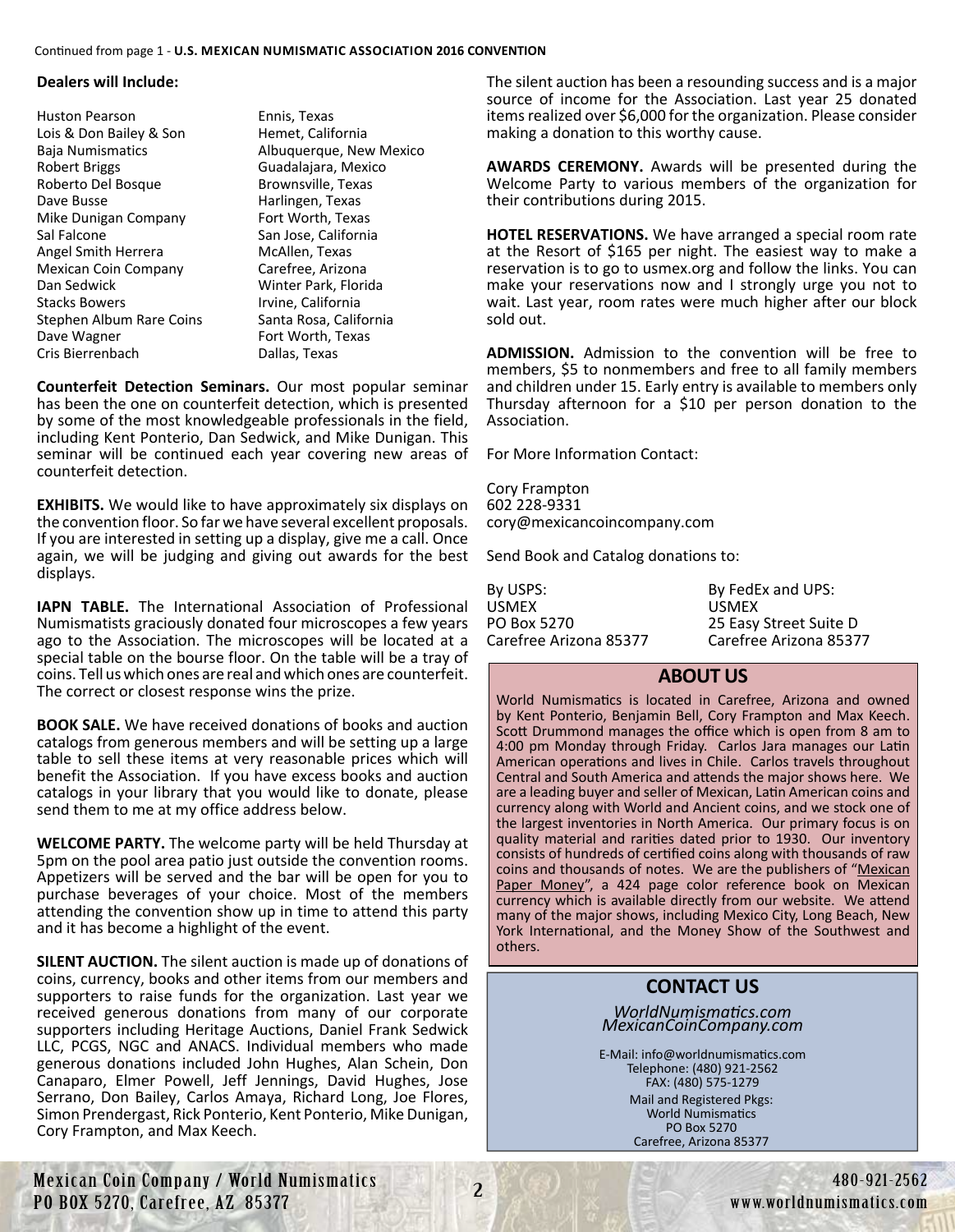Continued from page 1 - **U.S. MEXICAN NUMISMATIC ASSOCIATION 2016 CONVENTION**

**Dealers will Include:**

| | |
|---|---|
| Huston Pearson | Ennis, Texas |
| Lois & Don Bailey & Son | Hemet, California |
| Baja Numismatics | Albuquerque, New Mexico |
| Robert Briggs | Guadalajara, Mexico |
| Roberto Del Bosque | Brownsville, Texas |
| Dave Busse | Harlingen, Texas |
| Mike Dunigan Company | Fort Worth, Texas |
| Sal Falcone | San Jose, California |
| Angel Smith Herrera | McAllen, Texas |
| Mexican Coin Company | Carefree, Arizona |
| Dan Sedwick | Winter Park, Florida |
| Stacks Bowers | Irvine, California |
| Stephen Album Rare Coins | Santa Rosa, California |
| Dave Wagner | Fort Worth, Texas |
| Cris Bierrenbach | Dallas, Texas |

**Counterfeit Detection Seminars.** Our most popular seminar has been the one on counterfeit detection, which is presented by some of the most knowledgeable professionals in the field, including Kent Ponterio, Dan Sedwick, and Mike Dunigan. This seminar will be continued each year covering new areas of counterfeit detection.

**EXHIBITS.** We would like to have approximately six displays on the convention floor. So far we have several excellent proposals. If you are interested in setting up a display, give me a call. Once again, we will be judging and giving out awards for the best displays.

**IAPN TABLE.** The International Association of Professional Numismatists graciously donated four microscopes a few years ago to the Association. The microscopes will be located at a special table on the bourse floor. On the table will be a tray of coins. Tell us which ones are real and which ones are counterfeit. The correct or closest response wins the prize.

**BOOK SALE.** We have received donations of books and auction catalogs from generous members and will be setting up a large table to sell these items at very reasonable prices which will benefit the Association. If you have excess books and auction catalogs in your library that you would like to donate, please send them to me at my office address below.

**WELCOME PARTY.** The welcome party will be held Thursday at 5pm on the pool area patio just outside the convention rooms. Appetizers will be served and the bar will be open for you to purchase beverages of your choice. Most of the members attending the convention show up in time to attend this party and it has become a highlight of the event.

**SILENT AUCTION.** The silent auction is made up of donations of coins, currency, books and other items from our members and supporters to raise funds for the organization. Last year we received generous donations from many of our corporate supporters including Heritage Auctions, Daniel Frank Sedwick LLC, PCGS, NGC and ANACS. Individual members who made generous donations included John Hughes, Alan Schein, Don Canaparo, Elmer Powell, Jeff Jennings, David Hughes, Jose Serrano, Don Bailey, Carlos Amaya, Richard Long, Joe Flores, Simon Prendergast, Rick Ponterio, Kent Ponterio, Mike Dunigan, Cory Frampton, and Max Keech.

The silent auction has been a resounding success and is a major source of income for the Association. Last year 25 donated items realized over $6,000 for the organization. Please consider making a donation to this worthy cause.

**AWARDS CEREMONY.** Awards will be presented during the Welcome Party to various members of the organization for their contributions during 2015.

**HOTEL RESERVATIONS.** We have arranged a special room rate at the Resort of $165 per night. The easiest way to make a reservation is to go to usmex.org and follow the links. You can make your reservations now and I strongly urge you not to wait. Last year, room rates were much higher after our block sold out.

**ADMISSION.** Admission to the convention will be free to members, $5 to nonmembers and free to all family members and children under 15. Early entry is available to members only Thursday afternoon for a $10 per person donation to the Association.

For More Information Contact:

Cory Frampton
602 228-9331
cory@mexicancoincompany.com

Send Book and Catalog donations to:

| By USPS: | By FedEx and UPS: |
|---|---|
| USMEX | USMEX |
| PO Box 5270 | 25 Easy Street Suite D |
| Carefree Arizona 85377 | Carefree Arizona 85377 |

## ABOUT US

World Numismatics is located in Carefree, Arizona and owned by Kent Ponterio, Benjamin Bell, Cory Frampton and Max Keech. Scott Drummond manages the office which is open from 8 am to 4:00 pm Monday through Friday. Carlos Jara manages our Latin American operations and lives in Chile. Carlos travels throughout Central and South America and attends the major shows here. We are a leading buyer and seller of Mexican, Latin American coins and currency along with World and Ancient coins, and we stock one of the largest inventories in North America. Our primary focus is on quality material and rarities dated prior to 1930. Our inventory consists of hundreds of certified coins along with thousands of raw coins and thousands of notes. We are the publishers of "Mexican Paper Money", a 424 page color reference book on Mexican currency which is available directly from our website. We attend many of the major shows, including Mexico City, Long Beach, New York International, and the Money Show of the Southwest and others.

## CONTACT US

*WorldNumismatics.com*
*MexicanCoinCompany.com*

E-Mail: info@worldnumismatics.com
Telephone: (480) 921-2562
FAX: (480) 575-1279
Mail and Registered Pkgs:
World Numismatics
PO Box 5270
Carefree, Arizona 85377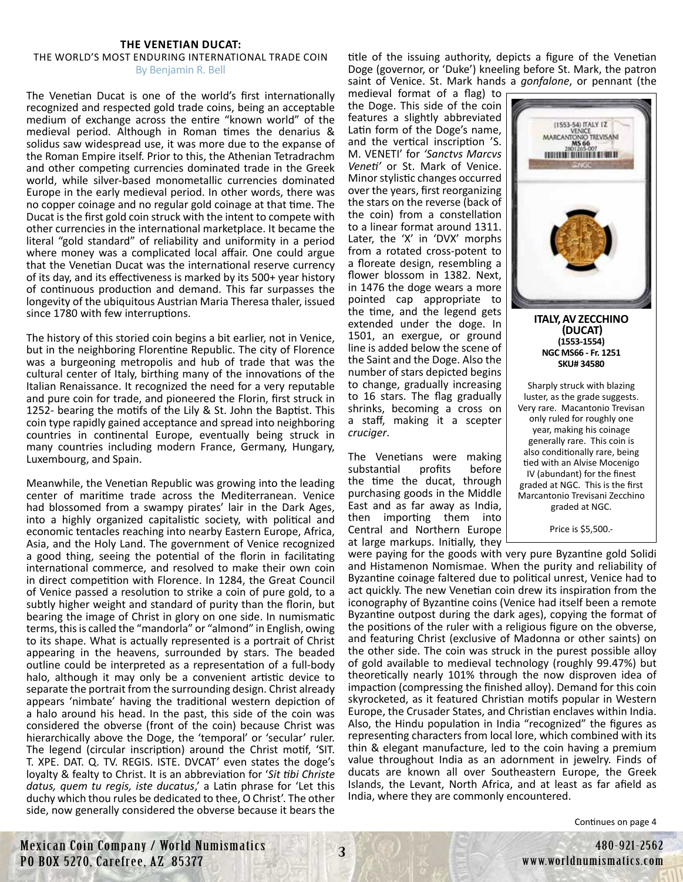## THE VENETIAN DUCAT:

### THE WORLD'S MOST ENDURING INTERNATIONAL TRADE COIN

By Benjamin R. Bell

The Venetian Ducat is one of the world's first internationally recognized and respected gold trade coins, being an acceptable medium of exchange across the entire "known world" of the medieval period. Although in Roman times the denarius & solidus saw widespread use, it was more due to the expanse of the Roman Empire itself. Prior to this, the Athenian Tetradrachm and other competing currencies dominated trade in the Greek world, while silver-based monometallic currencies dominated Europe in the early medieval period. In other words, there was no copper coinage and no regular gold coinage at that time. The Ducat is the first gold coin struck with the intent to compete with other currencies in the international marketplace. It became the literal "gold standard" of reliability and uniformity in a period where money was a complicated local affair. One could argue that the Venetian Ducat was the international reserve currency of its day, and its effectiveness is marked by its 500+ year history of continuous production and demand. This far surpasses the longevity of the ubiquitous Austrian Maria Theresa thaler, issued since 1780 with few interruptions.

The history of this storied coin begins a bit earlier, not in Venice, but in the neighboring Florentine Republic. The city of Florence was a burgeoning metropolis and hub of trade that was the cultural center of Italy, birthing many of the innovations of the Italian Renaissance. It recognized the need for a very reputable and pure coin for trade, and pioneered the Florin, first struck in 1252- bearing the motifs of the Lily & St. John the Baptist. This coin type rapidly gained acceptance and spread into neighboring countries in continental Europe, eventually being struck in many countries including modern France, Germany, Hungary, Luxembourg, and Spain.

Meanwhile, the Venetian Republic was growing into the leading center of maritime trade across the Mediterranean. Venice had blossomed from a swampy pirates' lair in the Dark Ages, into a highly organized capitalistic society, with political and economic tentacles reaching into nearby Eastern Europe, Africa, Asia, and the Holy Land. The government of Venice recognized a good thing, seeing the potential of the florin in facilitating international commerce, and resolved to make their own coin in direct competition with Florence. In 1284, the Great Council of Venice passed a resolution to strike a coin of pure gold, to a subtly higher weight and standard of purity than the florin, but bearing the image of Christ in glory on one side. In numismatic terms, this is called the "mandorla" or "almond" in English, owing to its shape. What is actually represented is a portrait of Christ appearing in the heavens, surrounded by stars. The beaded outline could be interpreted as a representation of a full-body halo, although it may only be a convenient artistic device to separate the portrait from the surrounding design. Christ already appears 'nimbate' having the traditional western depiction of a halo around his head. In the past, this side of the coin was considered the obverse (front of the coin) because Christ was hierarchically above the Doge, the 'temporal' or 'secular' ruler. The legend (circular inscription) around the Christ motif, 'SIT. T. XPE. DAT. Q. TV. REGIS. ISTE. DVCAT' even states the doge's loyalty & fealty to Christ. It is an abbreviation for '*Sit tibi Christe datus, quem tu regis, iste ducatus*,' a Latin phrase for 'Let this duchy which thou rules be dedicated to thee, O Christ'. The other side, now generally considered the obverse because it bears the title of the issuing authority, depicts a figure of the Venetian Doge (governor, or 'Duke') kneeling before St. Mark, the patron saint of Venice. St. Mark hands a *gonfalone*, or pennant (the medieval format of a flag) to the Doge. This side of the coin features a slightly abbreviated Latin form of the Doge's name, and the vertical inscription 'S. M. VENETI' for *'Sanctvs Marcvs Veneti'* or St. Mark of Venice. Minor stylistic changes occurred over the years, first reorganizing the stars on the reverse (back of the coin) from a constellation to a linear format around 1311. Later, the 'X' in 'DVX' morphs from a rotated cross-potent to a floreate design, resembling a flower blossom in 1382. Next, in 1476 the doge wears a more pointed cap appropriate to the time, and the legend gets extended under the doge. In 1501, an exergue, or ground line is added below the scene of the Saint and the Doge. Also the number of stars depicted begins to change, gradually increasing to 16 stars. The flag gradually shrinks, becoming a cross on a staff, making it a scepter *cruciger*.

**ITALY, AV ZECCHINO (DUCAT)**
**(1553-1554)**
**NGC MS66 - Fr. 1251**
**SKU# 34580**

Sharply struck with blazing luster, as the grade suggests. Very rare. Macantonio Trevisan only ruled for roughly one year, making his coinage generally rare. This coin is also conditionally rare, being tied with an Alvise Mocenigo IV (abundant) for the finest graded at NGC. This is the first Marcantonio Trevisani Zecchino graded at NGC.

Price is $5,500.-

The Venetians were making substantial profits before the time the ducat, through purchasing goods in the Middle East and as far away as India, then importing them into Central and Northern Europe at large markups. Initially, they were paying for the goods with very pure Byzantine gold Solidi and Histamenon Nomismae. When the purity and reliability of Byzantine coinage faltered due to political unrest, Venice had to act quickly. The new Venetian coin drew its inspiration from the iconography of Byzantine coins (Venice had itself been a remote Byzantine outpost during the dark ages), copying the format of the positions of the ruler with a religious figure on the obverse, and featuring Christ (exclusive of Madonna or other saints) on the other side. The coin was struck in the purest possible alloy of gold available to medieval technology (roughly 99.47%) but theoretically nearly 101% through the now disproven idea of impaction (compressing the finished alloy). Demand for this coin skyrocketed, as it featured Christian motifs popular in Western Europe, the Crusader States, and Christian enclaves within India. Also, the Hindu population in India "recognized" the figures as representing characters from local lore, which combined with its thin & elegant manufacture, led to the coin having a premium value throughout India as an adornment in jewelry. Finds of ducats are known all over Southeastern Europe, the Greek Islands, the Levant, North Africa, and at least as far afield as India, where they are commonly encountered.

Continues on page 4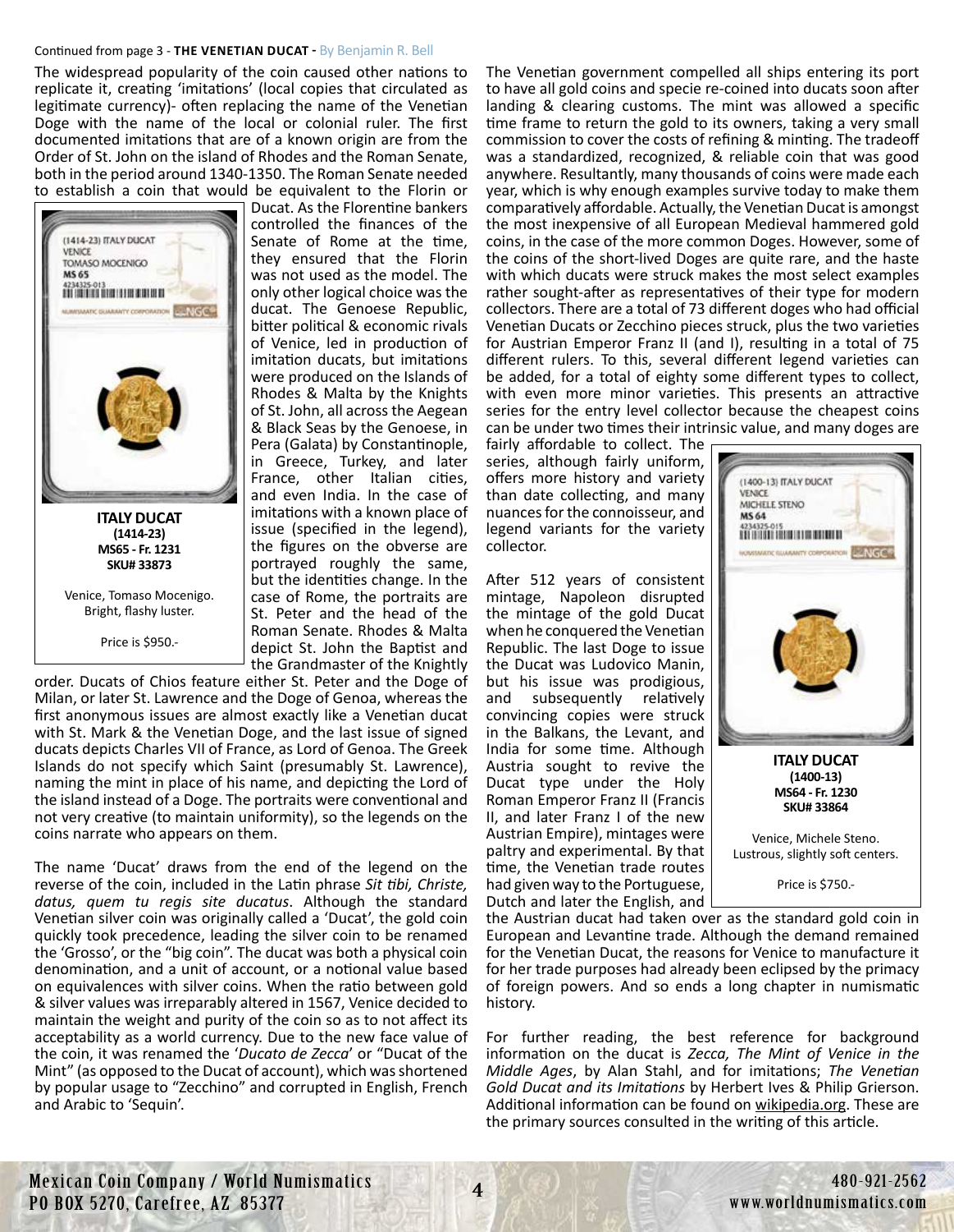Continued from page 3 - **THE VENETIAN DUCAT -** By Benjamin R. Bell

The widespread popularity of the coin caused other nations to replicate it, creating 'imitations' (local copies that circulated as legitimate currency)- often replacing the name of the Venetian Doge with the name of the local or colonial ruler. The first documented imitations that are of a known origin are from the Order of St. John on the island of Rhodes and the Roman Senate, both in the period around 1340-1350. The Roman Senate needed to establish a coin that would be equivalent to the Florin or Ducat. As the Florentine bankers controlled the finances of the Senate of Rome at the time, they ensured that the Florin was not used as the model. The only other logical choice was the ducat. The Genoese Republic, bitter political & economic rivals of Venice, led in production of imitation ducats, but imitations were produced on the Islands of Rhodes & Malta by the Knights of St. John, all across the Aegean & Black Seas by the Genoese, in Pera (Galata) by Constantinople, in Greece, Turkey, and later France, other Italian cities, and even India. In the case of imitations with a known place of issue (specified in the legend), the figures on the obverse are portrayed roughly the same, but the identities change. In the case of Rome, the portraits are St. Peter and the head of the Roman Senate. Rhodes & Malta depict St. John the Baptist and the Grandmaster of the Knightly order. Ducats of Chios feature either St. Peter and the Doge of Milan, or later St. Lawrence and the Doge of Genoa, whereas the first anonymous issues are almost exactly like a Venetian ducat with St. Mark & the Venetian Doge, and the last issue of signed ducats depicts Charles VII of France, as Lord of Genoa. The Greek Islands do not specify which Saint (presumably St. Lawrence), naming the mint in place of his name, and depicting the Lord of the island instead of a Doge. The portraits were conventional and not very creative (to maintain uniformity), so the legends on the coins narrate who appears on them.

**ITALY DUCAT**
**(1414-23)**
**MS65 - Fr. 1231**
**SKU# 33873**

Venice, Tomaso Mocenigo. Bright, flashy luster.

Price is $950.-

The name 'Ducat' draws from the end of the legend on the reverse of the coin, included in the Latin phrase *Sit tibi, Christe, datus, quem tu regis site ducatus*. Although the standard Venetian silver coin was originally called a 'Ducat', the gold coin quickly took precedence, leading the silver coin to be renamed the 'Grosso', or the "big coin". The ducat was both a physical coin denomination, and a unit of account, or a notional value based on equivalences with silver coins. When the ratio between gold & silver values was irreparably altered in 1567, Venice decided to maintain the weight and purity of the coin so as to not affect its acceptability as a world currency. Due to the new face value of the coin, it was renamed the '*Ducato de Zecca*' or "Ducat of the Mint" (as opposed to the Ducat of account), which was shortened by popular usage to "Zecchino" and corrupted in English, French and Arabic to 'Sequin'.

The Venetian government compelled all ships entering its port to have all gold coins and specie re-coined into ducats soon after landing & clearing customs. The mint was allowed a specific time frame to return the gold to its owners, taking a very small commission to cover the costs of refining & minting. The tradeoff was a standardized, recognized, & reliable coin that was good anywhere. Resultantly, many thousands of coins were made each year, which is why enough examples survive today to make them comparatively affordable. Actually, the Venetian Ducat is amongst the most inexpensive of all European Medieval hammered gold coins, in the case of the more common Doges. However, some of the coins of the short-lived Doges are quite rare, and the haste with which ducats were struck makes the most select examples rather sought-after as representatives of their type for modern collectors. There are a total of 73 different doges who had official Venetian Ducats or Zecchino pieces struck, plus the two varieties for Austrian Emperor Franz II (and I), resulting in a total of 75 different rulers. To this, several different legend varieties can be added, for a total of eighty some different types to collect, with even more minor varieties. This presents an attractive series for the entry level collector because the cheapest coins can be under two times their intrinsic value, and many doges are fairly affordable to collect. The series, although fairly uniform, offers more history and variety than date collecting, and many nuances for the connoisseur, and legend variants for the variety collector.

After 512 years of consistent mintage, Napoleon disrupted the mintage of the gold Ducat when he conquered the Venetian Republic. The last Doge to issue the Ducat was Ludovico Manin, but his issue was prodigious, and subsequently relatively convincing copies were struck in the Balkans, the Levant, and India for some time. Although Austria sought to revive the Ducat type under the Holy Roman Emperor Franz II (Francis II, and later Franz I of the new Austrian Empire), mintages were paltry and experimental. By that time, the Venetian trade routes had given way to the Portuguese, Dutch and later the English, and the Austrian ducat had taken over as the standard gold coin in European and Levantine trade. Although the demand remained for the Venetian Ducat, the reasons for Venice to manufacture it for her trade purposes had already been eclipsed by the primacy of foreign powers. And so ends a long chapter in numismatic history.

**ITALY DUCAT**
**(1400-13)**
**MS64 - Fr. 1230**
**SKU# 33864**

Venice, Michele Steno. Lustrous, slightly soft centers.

Price is $750.-

For further reading, the best reference for background information on the ducat is *Zecca, The Mint of Venice in the Middle Ages*, by Alan Stahl, and for imitations; *The Venetian Gold Ducat and its Imitations* by Herbert Ives & Philip Grierson. Additional information can be found on wikipedia.org. These are the primary sources consulted in the writing of this article.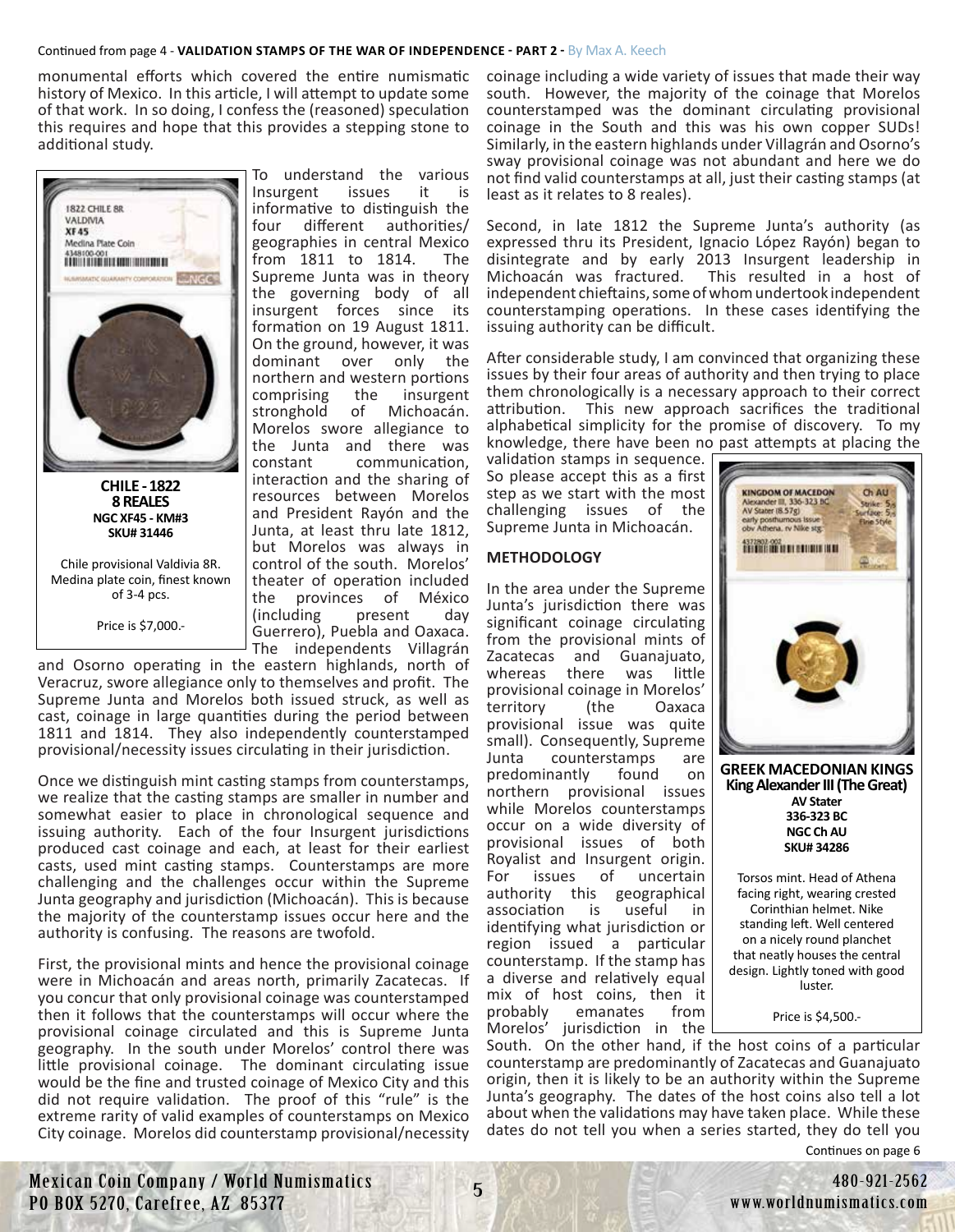Continued from page 4 - **VALIDATION STAMPS OF THE WAR OF INDEPENDENCE - PART 2 -** By Max A. Keech

monumental efforts which covered the entire numismatic history of Mexico. In this article, I will attempt to update some of that work. In so doing, I confess the (reasoned) speculation this requires and hope that this provides a stepping stone to additional study.

**CHILE - 1822**
**8 REALES**
**NGC XF45 - KM#3**
**SKU# 31446**

Chile provisional Valdivia 8R. Medina plate coin, finest known of 3-4 pcs.

Price is $7,000.-

To understand the various Insurgent issues it is informative to distinguish the four different authorities/geographies in central Mexico from 1811 to 1814. The Supreme Junta was in theory the governing body of all insurgent forces since its formation on 19 August 1811. On the ground, however, it was dominant over only the northern and western portions comprising the insurgent stronghold of Michoacán. Morelos swore allegiance to the Junta and there was constant communication, interaction and the sharing of resources between Morelos and President Rayón and the Junta, at least thru late 1812, but Morelos was always in control of the south. Morelos' theater of operation included the provinces of México (including present day Guerrero), Puebla and Oaxaca. The independents Villagrán and Osorno operating in the eastern highlands, north of Veracruz, swore allegiance only to themselves and profit. The Supreme Junta and Morelos both issued struck, as well as cast, coinage in large quantities during the period between 1811 and 1814. They also independently counterstamped provisional/necessity issues circulating in their jurisdiction.

Once we distinguish mint casting stamps from counterstamps, we realize that the casting stamps are smaller in number and somewhat easier to place in chronological sequence and issuing authority. Each of the four Insurgent jurisdictions produced cast coinage and each, at least for their earliest casts, used mint casting stamps. Counterstamps are more challenging and the challenges occur within the Supreme Junta geography and jurisdiction (Michoacán). This is because the majority of the counterstamp issues occur here and the authority is confusing. The reasons are twofold.

First, the provisional mints and hence the provisional coinage were in Michoacán and areas north, primarily Zacatecas. If you concur that only provisional coinage was counterstamped then it follows that the counterstamps will occur where the provisional coinage circulated and this is Supreme Junta geography. In the south under Morelos' control there was little provisional coinage. The dominant circulating issue would be the fine and trusted coinage of Mexico City and this did not require validation. The proof of this "rule" is the extreme rarity of valid examples of counterstamps on Mexico City coinage. Morelos did counterstamp provisional/necessity coinage including a wide variety of issues that made their way south. However, the majority of the coinage that Morelos counterstamped was the dominant circulating provisional coinage in the South and this was his own copper SUDs! Similarly, in the eastern highlands under Villagrán and Osorno's sway provisional coinage was not abundant and here we do not find valid counterstamps at all, just their casting stamps (at least as it relates to 8 reales).

Second, in late 1812 the Supreme Junta's authority (as expressed thru its President, Ignacio López Rayón) began to disintegrate and by early 2013 Insurgent leadership in Michoacán was fractured. This resulted in a host of independent chieftains, some of whom undertook independent counterstamping operations. In these cases identifying the issuing authority can be difficult.

After considerable study, I am convinced that organizing these issues by their four areas of authority and then trying to place them chronologically is a necessary approach to their correct attribution. This new approach sacrifices the traditional alphabetical simplicity for the promise of discovery. To my knowledge, there have been no past attempts at placing the validation stamps in sequence. So please accept this as a first step as we start with the most challenging issues of the Supreme Junta in Michoacán.

## METHODOLOGY

In the area under the Supreme Junta's jurisdiction there was significant coinage circulating from the provisional mints of Zacatecas and Guanajuato, whereas there was little provisional coinage in Morelos' territory (the Oaxaca provisional issue was quite small). Consequently, Supreme Junta counterstamps are predominantly found on northern provisional issues while Morelos counterstamps occur on a wide diversity of provisional issues of both Royalist and Insurgent origin. For issues of uncertain authority this geographical association is useful in identifying what jurisdiction or region issued a particular counterstamp. If the stamp has a diverse and relatively equal mix of host coins, then it probably emanates from Morelos' jurisdiction in the South. On the other hand, if the host coins of a particular counterstamp are predominantly of Zacatecas and Guanajuato origin, then it is likely to be an authority within the Supreme Junta's geography. The dates of the host coins also tell a lot about when the validations may have taken place. While these dates do not tell you when a series started, they do tell you

**GREEK MACEDONIAN KINGS**
**King Alexander III (The Great)**
**AV Stater**
**336-323 BC**
**NGC Ch AU**
**SKU# 34286**

Torsos mint. Head of Athena facing right, wearing crested Corinthian helmet. Nike standing left. Well centered on a nicely round planchet that neatly houses the central design. Lightly toned with good luster.

Price is $4,500.-

Continues on page 6

Mexican Coin Company / World Numismatics
PO BOX 5270, Carefree, AZ 85377

480-921-2562
www.worldnumismatics.com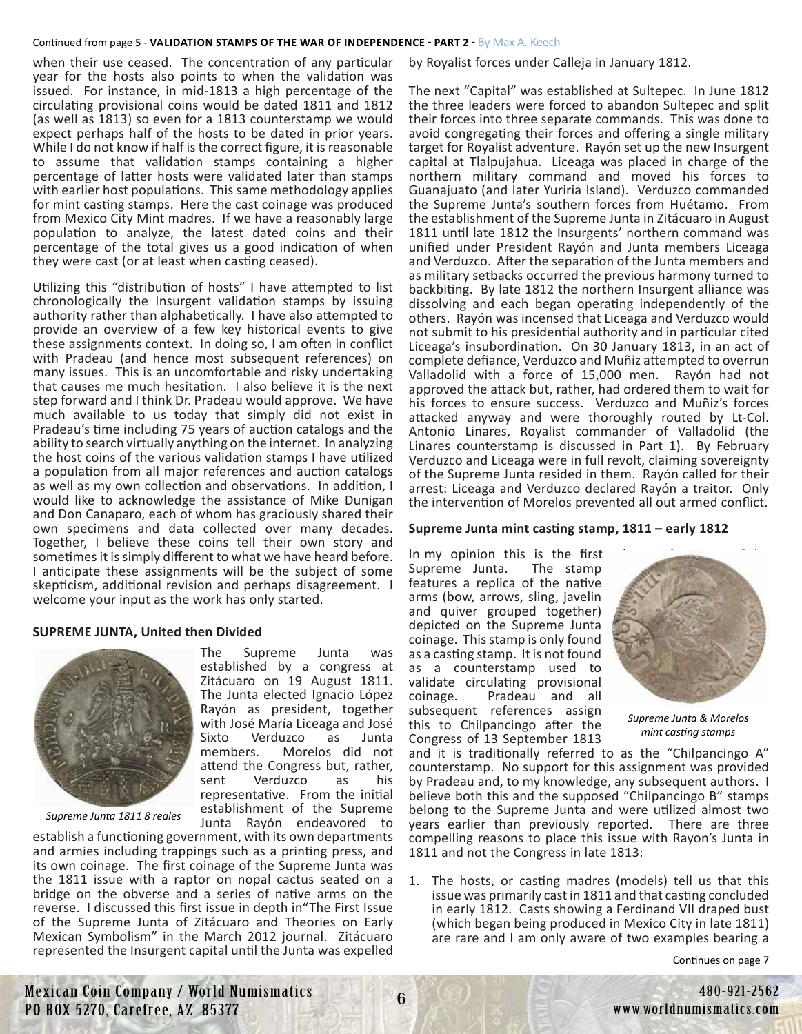when their use ceased. The concentration of any particular year for the hosts also points to when the validation was issued. For instance, in mid-1813 a high percentage of the circulating provisional coins would be dated 1811 and 1812 (as well as 1813) so even for a 1813 counterstamp we would expect perhaps half of the hosts to be dated in prior years. While I do not know if half is the correct figure, it is reasonable to assume that validation stamps containing a higher percentage of latter hosts were validated later than stamps with earlier host populations. This same methodology applies for mint casting stamps. Here the cast coinage was produced from Mexico City Mint madres. If we have a reasonably large population to analyze, the latest dated coins and their percentage of the total gives us a good indication of when they were cast (or at least when casting ceased).

Utilizing this "distribution of hosts" I have attempted to list chronologically the Insurgent validation stamps by issuing authority rather than alphabetically. I have also attempted to provide an overview of a few key historical events to give these assignments context. In doing so, I am often in conflict with Pradeau (and hence most subsequent references) on many issues. This is an uncomfortable and risky undertaking that causes me much hesitation. I also believe it is the next step forward and I think Dr. Pradeau would approve. We have much available to us today that simply did not exist in Pradeau's time including 75 years of auction catalogs and the ability to search virtually anything on the internet. In analyzing the host coins of the various validation stamps I have utilized a population from all major references and auction catalogs as well as my own collection and observations. In addition, I would like to acknowledge the assistance of Mike Dunigan and Don Canaparo, each of whom has graciously shared their own specimens and data collected over many decades. Together, I believe these coins tell their own story and sometimes it is simply different to what we have heard before. I anticipate these assignments will be the subject of some skepticism, additional revision and perhaps disagreement. I welcome your input as the work has only started.

**SUPREME JUNTA, United then Divided**

*Supreme Junta 1811 8 reales*

The Supreme Junta was established by a congress at Zitácuaro on 19 August 1811. The Junta elected Ignacio López Rayón as president, together with José María Liceaga and José Sixto Verduzco as Junta members. Morelos did not attend the Congress but, rather, sent Verduzco as his representative. From the initial establishment of the Supreme Junta Rayón endeavored to establish a functioning government, with its own departments and armies including trappings such as a printing press, and its own coinage. The first coinage of the Supreme Junta was the 1811 issue with a raptor on nopal cactus seated on a bridge on the obverse and a series of native arms on the reverse. I discussed this first issue in depth in "The First Issue of the Supreme Junta of Zitácuaro and Theories on Early Mexican Symbolism" in the March 2012 journal. Zitácuaro represented the Insurgent capital until the Junta was expelled by Royalist forces under Calleja in January 1812.

The next "Capital" was established at Sultepec. In June 1812 the three leaders were forced to abandon Sultepec and split their forces into three separate commands. This was done to avoid congregating their forces and offering a single military target for Royalist adventure. Rayón set up the new Insurgent capital at Tlalpujahua. Liceaga was placed in charge of the northern military command and moved his forces to Guanajuato (and later Yuriria Island). Verduzco commanded the Supreme Junta's southern forces from Huétamo. From the establishment of the Supreme Junta in Zitácuaro in August 1811 until late 1812 the Insurgents' northern command was unified under President Rayón and Junta members Liceaga and Verduzco. After the separation of the Junta members and as military setbacks occurred the previous harmony turned to backbiting. By late 1812 the northern Insurgent alliance was dissolving and each began operating independently of the others. Rayón was incensed that Liceaga and Verduzco would not submit to his presidential authority and in particular cited Liceaga's insubordination. On 30 January 1813, in an act of complete defiance, Verduzco and Muñiz attempted to overrun Valladolid with a force of 15,000 men. Rayón had not approved the attack but, rather, had ordered them to wait for his forces to ensure success. Verduzco and Muñiz's forces attacked anyway and were thoroughly routed by Lt-Col. Antonio Linares, Royalist commander of Valladolid (the Linares counterstamp is discussed in Part 1). By February Verduzco and Liceaga were in full revolt, claiming sovereignty of the Supreme Junta resided in them. Rayón called for their arrest: Liceaga and Verduzco declared Rayón a traitor. Only the intervention of Morelos prevented all out armed conflict.

**Supreme Junta mint casting stamp, 1811 – early 1812**

*Supreme Junta & Morelos mint casting stamps*

In my opinion this is the first Supreme Junta. The stamp features a replica of the native arms (bow, arrows, sling, javelin and quiver grouped together) depicted on the Supreme Junta coinage. This stamp is only found as a casting stamp. It is not found as a counterstamp used to validate circulating provisional coinage. Pradeau and all subsequent references assign this to Chilpancingo after the Congress of 13 September 1813 and it is traditionally referred to as the "Chilpancingo A" counterstamp. No support for this assignment was provided by Pradeau and, to my knowledge, any subsequent authors. I believe both this and the supposed "Chilpancingo B" stamps belong to the Supreme Junta and were utilized almost two years earlier than previously reported. There are three compelling reasons to place this issue with Rayon's Junta in 1811 and not the Congress in late 1813:

1. The hosts, or casting madres (models) tell us that this issue was primarily cast in 1811 and that casting concluded in early 1812. Casts showing a Ferdinand VII draped bust (which began being produced in Mexico City in late 1811) are rare and I am only aware of two examples bearing a

Continues on page 7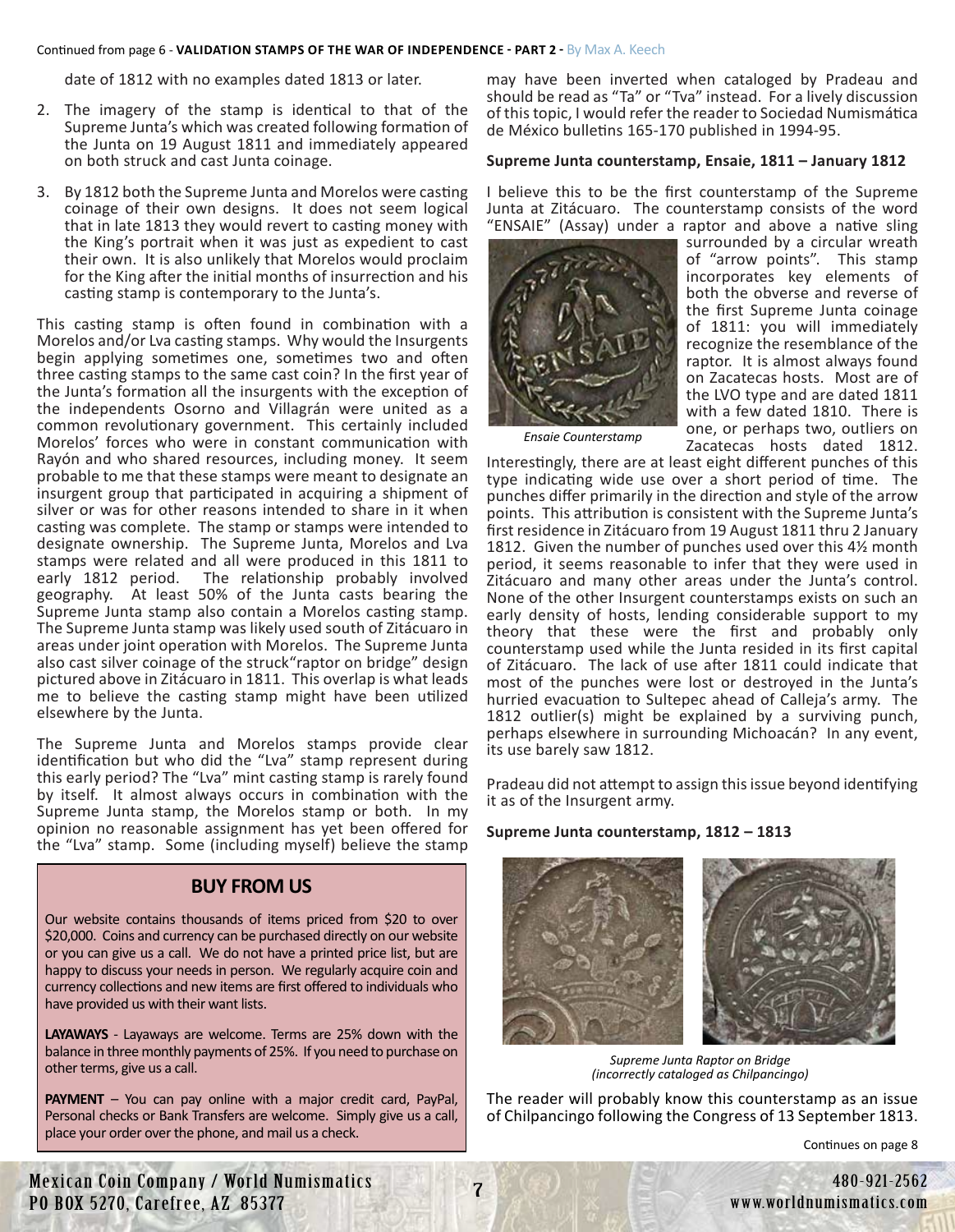date of 1812 with no examples dated 1813 or later.

2. The imagery of the stamp is identical to that of the Supreme Junta's which was created following formation of the Junta on 19 August 1811 and immediately appeared on both struck and cast Junta coinage.

3. By 1812 both the Supreme Junta and Morelos were casting coinage of their own designs. It does not seem logical that in late 1813 they would revert to casting money with the King's portrait when it was just as expedient to cast their own. It is also unlikely that Morelos would proclaim for the King after the initial months of insurrection and his casting stamp is contemporary to the Junta's.

This casting stamp is often found in combination with a Morelos and/or Lva casting stamps. Why would the Insurgents begin applying sometimes one, sometimes two and often three casting stamps to the same cast coin? In the first year of the Junta's formation all the insurgents with the exception of the independents Osorno and Villagrán were united as a common revolutionary government. This certainly included Morelos' forces who were in constant communication with Rayón and who shared resources, including money. It seem probable to me that these stamps were meant to designate an insurgent group that participated in acquiring a shipment of silver or was for other reasons intended to share in it when casting was complete. The stamp or stamps were intended to designate ownership. The Supreme Junta, Morelos and Lva stamps were related and all were produced in this 1811 to early 1812 period. The relationship probably involved geography. At least 50% of the Junta casts bearing the Supreme Junta stamp also contain a Morelos casting stamp. The Supreme Junta stamp was likely used south of Zitácuaro in areas under joint operation with Morelos. The Supreme Junta also cast silver coinage of the struck"raptor on bridge" design pictured above in Zitácuaro in 1811. This overlap is what leads me to believe the casting stamp might have been utilized elsewhere by the Junta.

The Supreme Junta and Morelos stamps provide clear identification but who did the "Lva" stamp represent during this early period? The "Lva" mint casting stamp is rarely found by itself. It almost always occurs in combination with the Supreme Junta stamp, the Morelos stamp or both. In my opinion no reasonable assignment has yet been offered for the "Lva" stamp. Some (including myself) believe the stamp may have been inverted when cataloged by Pradeau and should be read as "Ta" or "Tva" instead. For a lively discussion of this topic, I would refer the reader to Sociedad Numismática de México bulletins 165-170 published in 1994-95.

**Supreme Junta counterstamp, Ensaie, 1811 – January 1812**

I believe this to be the first counterstamp of the Supreme Junta at Zitácuaro. The counterstamp consists of the word "ENSAIE" (Assay) under a raptor and above a native sling surrounded by a circular wreath of "arrow points". This stamp incorporates key elements of both the obverse and reverse of the first Supreme Junta coinage of 1811: you will immediately recognize the resemblance of the raptor. It is almost always found on Zacatecas hosts. Most are of the LVO type and are dated 1811 with a few dated 1810. There is one, or perhaps two, outliers on Zacatecas hosts dated 1812.

*Ensaie Counterstamp*

Interestingly, there are at least eight different punches of this type indicating wide use over a short period of time. The punches differ primarily in the direction and style of the arrow points. This attribution is consistent with the Supreme Junta's first residence in Zitácuaro from 19 August 1811 thru 2 January 1812. Given the number of punches used over this 4½ month period, it seems reasonable to infer that they were used in Zitácuaro and many other areas under the Junta's control. None of the other Insurgent counterstamps exists on such an early density of hosts, lending considerable support to my theory that these were the first and probably only counterstamp used while the Junta resided in its first capital of Zitácuaro. The lack of use after 1811 could indicate that most of the punches were lost or destroyed in the Junta's hurried evacuation to Sultepec ahead of Calleja's army. The 1812 outlier(s) might be explained by a surviving punch, perhaps elsewhere in surrounding Michoacán? In any event, its use barely saw 1812.

Pradeau did not attempt to assign this issue beyond identifying it as of the Insurgent army.

**Supreme Junta counterstamp, 1812 – 1813**

*Supreme Junta Raptor on Bridge*
*(incorrectly cataloged as Chilpancingo)*

The reader will probably know this counterstamp as an issue of Chilpancingo following the Congress of 13 September 1813.

Continues on page 8

## BUY FROM US

Our website contains thousands of items priced from $20 to over $20,000. Coins and currency can be purchased directly on our website or you can give us a call. We do not have a printed price list, but are happy to discuss your needs in person. We regularly acquire coin and currency collections and new items are first offered to individuals who have provided us with their want lists.

**LAYAWAYS** - Layaways are welcome. Terms are 25% down with the balance in three monthly payments of 25%. If you need to purchase on other terms, give us a call.

**PAYMENT** – You can pay online with a major credit card, PayPal, Personal checks or Bank Transfers are welcome. Simply give us a call, place your order over the phone, and mail us a check.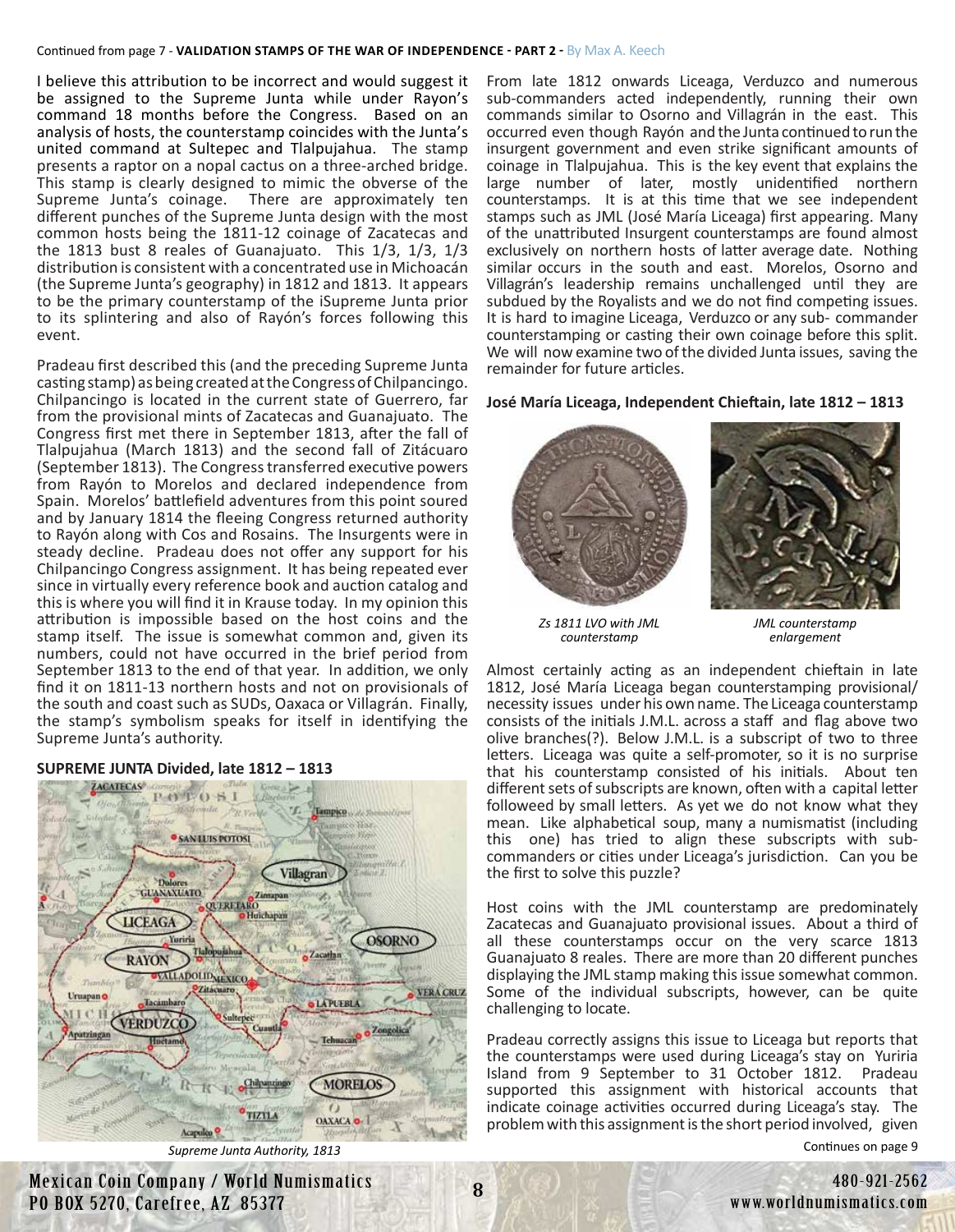I believe this attribution to be incorrect and would suggest it be assigned to the Supreme Junta while under Rayon's command 18 months before the Congress. Based on an analysis of hosts, the counterstamp coincides with the Junta's united command at Sultepec and Tlalpujahua. The stamp presents a raptor on a nopal cactus on a three-arched bridge. This stamp is clearly designed to mimic the obverse of the Supreme Junta's coinage. There are approximately ten different punches of the Supreme Junta design with the most common hosts being the 1811-12 coinage of Zacatecas and the 1813 bust 8 reales of Guanajuato. This 1/3, 1/3, 1/3 distribution is consistent with a concentrated use in Michoacán (the Supreme Junta's geography) in 1812 and 1813. It appears to be the primary counterstamp of the iSupreme Junta prior to its splintering and also of Rayón's forces following this event.

Pradeau first described this (and the preceding Supreme Junta casting stamp) as being created at the Congress of Chilpancingo. Chilpancingo is located in the current state of Guerrero, far from the provisional mints of Zacatecas and Guanajuato. The Congress first met there in September 1813, after the fall of Tlalpujahua (March 1813) and the second fall of Zitácuaro (September 1813). The Congress transferred executive powers from Rayón to Morelos and declared independence from Spain. Morelos' battlefield adventures from this point soured and by January 1814 the fleeing Congress returned authority to Rayón along with Cos and Rosains. The Insurgents were in steady decline. Pradeau does not offer any support for his Chilpancingo Congress assignment. It has being repeated ever since in virtually every reference book and auction catalog and this is where you will find it in Krause today. In my opinion this attribution is impossible based on the host coins and the stamp itself. The issue is somewhat common and, given its numbers, could not have occurred in the brief period from September 1813 to the end of that year. In addition, we only find it on 1811-13 northern hosts and not on provisionals of the south and coast such as SUDs, Oaxaca or Villagrán. Finally, the stamp's symbolism speaks for itself in identifying the Supreme Junta's authority.

**SUPREME JUNTA Divided, late 1812 – 1813**

*Supreme Junta Authority, 1813*

From late 1812 onwards Liceaga, Verduzco and numerous sub-commanders acted independently, running their own commands similar to Osorno and Villagrán in the east. This occurred even though Rayón and the Junta continued to run the insurgent government and even strike significant amounts of coinage in Tlalpujahua. This is the key event that explains the large number of later, mostly unidentified northern counterstamps. It is at this time that we see independent stamps such as JML (José María Liceaga) first appearing. Many of the unattributed Insurgent counterstamps are found almost exclusively on northern hosts of latter average date. Nothing similar occurs in the south and east. Morelos, Osorno and Villagrán's leadership remains unchallenged until they are subdued by the Royalists and we do not find competing issues. It is hard to imagine Liceaga, Verduzco or any sub- commander counterstamping or casting their own coinage before this split. We will now examine two of the divided Junta issues, saving the remainder for future articles.

**José María Liceaga, Independent Chieftain, late 1812 – 1813**

*Zs 1811 LVO with JML counterstamp*

*JML counterstamp enlargement*

Almost certainly acting as an independent chieftain in late 1812, José María Liceaga began counterstamping provisional/necessity issues under his own name. The Liceaga counterstamp consists of the initials J.M.L. across a staff and flag above two olive branches(?). Below J.M.L. is a subscript of two to three letters. Liceaga was quite a self-promoter, so it is no surprise that his counterstamp consisted of his initials. About ten different sets of subscripts are known, often with a capital letter followeed by small letters. As yet we do not know what they mean. Like alphabetical soup, many a numismatist (including this one) has tried to align these subscripts with sub-commanders or cities under Liceaga's jurisdiction. Can you be the first to solve this puzzle?

Host coins with the JML counterstamp are predominately Zacatecas and Guanajuato provisional issues. About a third of all these counterstamps occur on the very scarce 1813 Guanajuato 8 reales. There are more than 20 different punches displaying the JML stamp making this issue somewhat common. Some of the individual subscripts, however, can be quite challenging to locate.

Pradeau correctly assigns this issue to Liceaga but reports that the counterstamps were used during Liceaga's stay on Yuriria Island from 9 September to 31 October 1812. Pradeau supported this assignment with historical accounts that indicate coinage activities occurred during Liceaga's stay. The problem with this assignment is the short period involved, given

Continues on page 9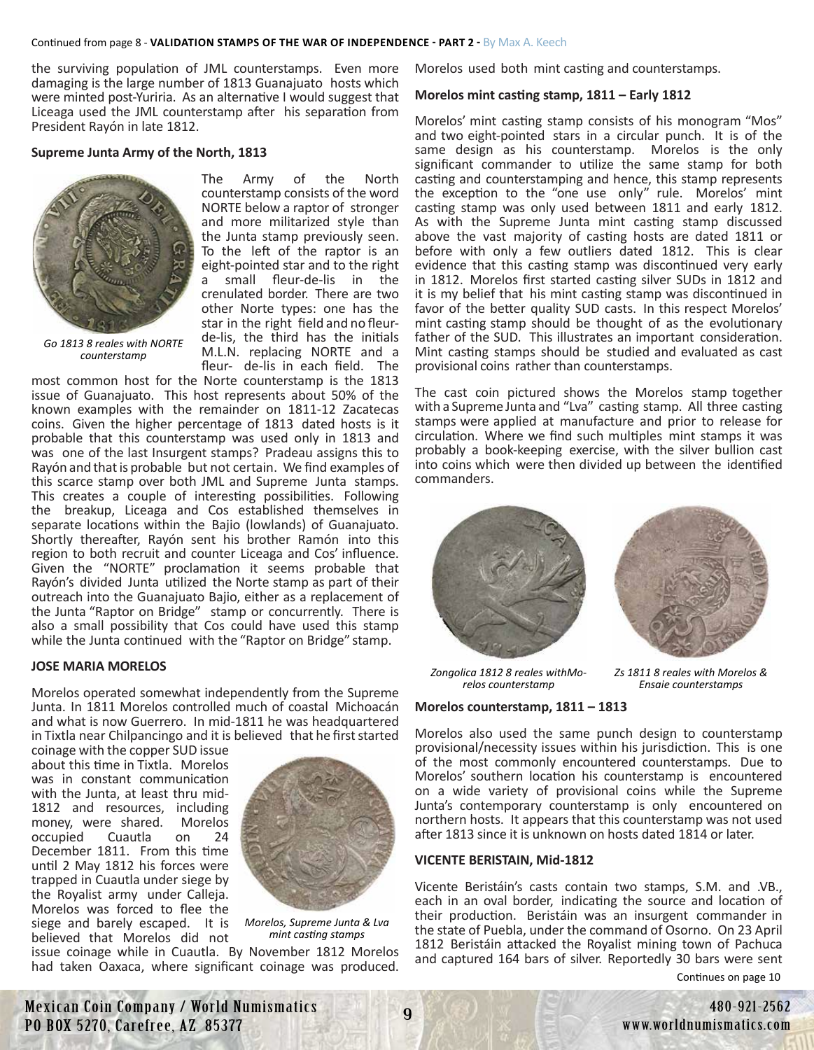the surviving population of JML counterstamps. Even more damaging is the large number of 1813 Guanajuato hosts which were minted post-Yuriria. As an alternative I would suggest that Liceaga used the JML counterstamp after his separation from President Rayón in late 1812.

**Supreme Junta Army of the North, 1813**

*Go 1813 8 reales with NORTE counterstamp*

The Army of the North counterstamp consists of the word NORTE below a raptor of stronger and more militarized style than the Junta stamp previously seen. To the left of the raptor is an eight-pointed star and to the right a small fleur-de-lis in the crenulated border. There are two other Norte types: one has the star in the right field and no fleur-de-lis, the third has the initials M.L.N. replacing NORTE and a fleur- de-lis in each field. The most common host for the Norte counterstamp is the 1813 issue of Guanajuato. This host represents about 50% of the known examples with the remainder on 1811-12 Zacatecas coins. Given the higher percentage of 1813 dated hosts is it probable that this counterstamp was used only in 1813 and was one of the last Insurgent stamps? Pradeau assigns this to Rayón and that is probable but not certain. We find examples of this scarce stamp over both JML and Supreme Junta stamps. This creates a couple of interesting possibilities. Following the breakup, Liceaga and Cos established themselves in separate locations within the Bajio (lowlands) of Guanajuato. Shortly thereafter, Rayón sent his brother Ramón into this region to both recruit and counter Liceaga and Cos' influence. Given the "NORTE" proclamation it seems probable that Rayón's divided Junta utilized the Norte stamp as part of their outreach into the Guanajuato Bajio, either as a replacement of the Junta "Raptor on Bridge" stamp or concurrently. There is also a small possibility that Cos could have used this stamp while the Junta continued with the "Raptor on Bridge" stamp.

**JOSE MARIA MORELOS**

Morelos operated somewhat independently from the Supreme Junta. In 1811 Morelos controlled much of coastal Michoacán and what is now Guerrero. In mid-1811 he was headquartered in Tixtla near Chilpancingo and it is believed that he first started coinage with the copper SUD issue about this time in Tixtla. Morelos was in constant communication with the Junta, at least thru mid-1812 and resources, including money, were shared. Morelos occupied Cuautla on 24 December 1811. From this time until 2 May 1812 his forces were trapped in Cuautla under siege by the Royalist army under Calleja. Morelos was forced to flee the siege and barely escaped. It is believed that Morelos did not issue coinage while in Cuautla. By November 1812 Morelos had taken Oaxaca, where significant coinage was produced. Morelos used both mint casting and counterstamps.

*Morelos, Supreme Junta & Lva mint casting stamps*

**Morelos mint casting stamp, 1811 – Early 1812**

Morelos' mint casting stamp consists of his monogram "Mos" and two eight-pointed stars in a circular punch. It is of the same design as his counterstamp. Morelos is the only significant commander to utilize the same stamp for both casting and counterstamping and hence, this stamp represents the exception to the "one use only" rule. Morelos' mint casting stamp was only used between 1811 and early 1812. As with the Supreme Junta mint casting stamp discussed above the vast majority of casting hosts are dated 1811 or before with only a few outliers dated 1812. This is clear evidence that this casting stamp was discontinued very early in 1812. Morelos first started casting silver SUDs in 1812 and it is my belief that his mint casting stamp was discontinued in favor of the better quality SUD casts. In this respect Morelos' mint casting stamp should be thought of as the evolutionary father of the SUD. This illustrates an important consideration. Mint casting stamps should be studied and evaluated as cast provisional coins rather than counterstamps.

The cast coin pictured shows the Morelos stamp together with a Supreme Junta and "Lva" casting stamp. All three casting stamps were applied at manufacture and prior to release for circulation. Where we find such multiples mint stamps it was probably a book-keeping exercise, with the silver bullion cast into coins which were then divided up between the identified commanders.

*Zongolica 1812 8 reales withMorelos counterstamp*

*Zs 1811 8 reales with Morelos & Ensaie counterstamps*

**Morelos counterstamp, 1811 – 1813**

Morelos also used the same punch design to counterstamp provisional/necessity issues within his jurisdiction. This is one of the most commonly encountered counterstamps. Due to Morelos' southern location his counterstamp is encountered on a wide variety of provisional coins while the Supreme Junta's contemporary counterstamp is only encountered on northern hosts. It appears that this counterstamp was not used after 1813 since it is unknown on hosts dated 1814 or later.

**VICENTE BERISTAIN, Mid-1812**

Vicente Beristáin's casts contain two stamps, S.M. and .VB., each in an oval border, indicating the source and location of their production. Beristáin was an insurgent commander in the state of Puebla, under the command of Osorno. On 23 April 1812 Beristáin attacked the Royalist mining town of Pachuca and captured 164 bars of silver. Reportedly 30 bars were sent

Continues on page 10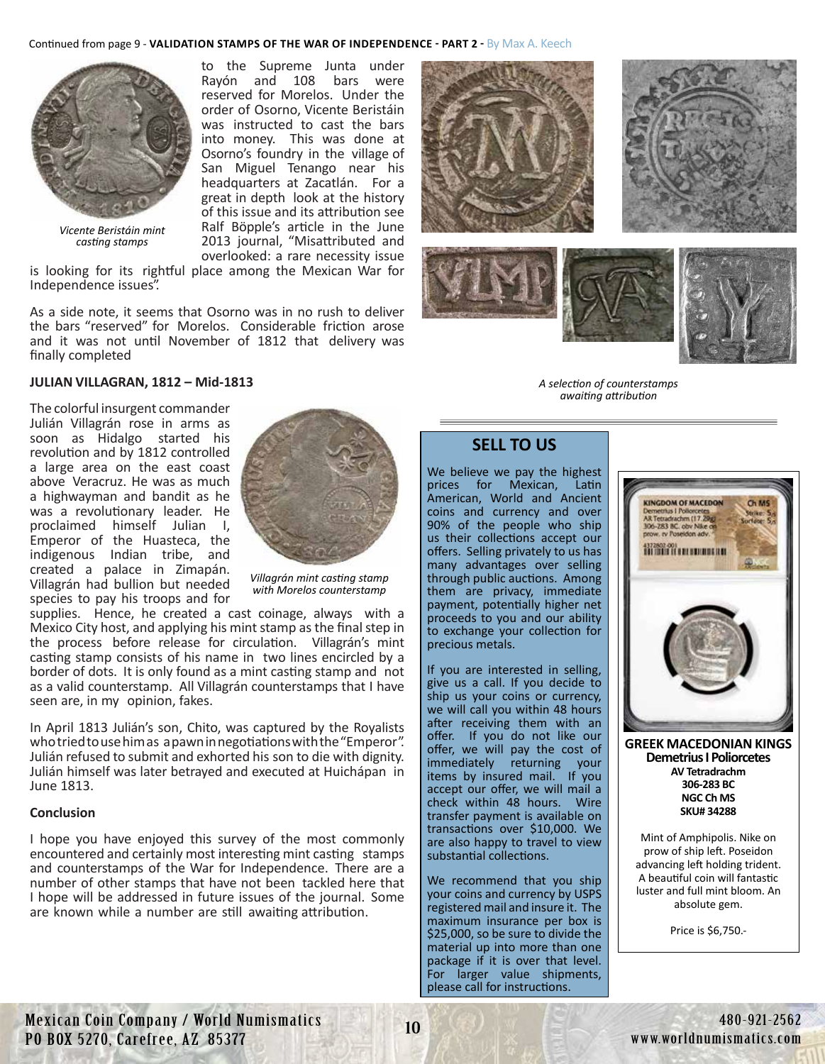Continued from page 9 - **VALIDATION STAMPS OF THE WAR OF INDEPENDENCE - PART 2 -** By Max A. Keech

*Vicente Beristáin mint casting stamps*

to the Supreme Junta under Rayón and 108 bars were reserved for Morelos. Under the order of Osorno, Vicente Beristáin was instructed to cast the bars into money. This was done at Osorno's foundry in the village of San Miguel Tenango near his headquarters at Zacatlán. For a great in depth look at the history of this issue and its attribution see Ralf Böpple's article in the June 2013 journal, "Misattributed and overlooked: a rare necessity issue is looking for its rightful place among the Mexican War for Independence issues".

As a side note, it seems that Osorno was in no rush to deliver the bars "reserved" for Morelos. Considerable friction arose and it was not until November of 1812 that delivery was finally completed

**JULIAN VILLAGRAN, 1812 – Mid-1813**

The colorful insurgent commander Julián Villagrán rose in arms as soon as Hidalgo started his revolution and by 1812 controlled a large area on the east coast above Veracruz. He was as much a highwayman and bandit as he was a revolutionary leader. He proclaimed himself Julian I, Emperor of the Huasteca, the indigenous Indian tribe, and created a palace in Zimapán. Villagrán had bullion but needed species to pay his troops and for supplies. Hence, he created a cast coinage, always with a Mexico City host, and applying his mint stamp as the final step in the process before release for circulation. Villagrán's mint casting stamp consists of his name in two lines encircled by a border of dots. It is only found as a mint casting stamp and not as a valid counterstamp. All Villagrán counterstamps that I have seen are, in my opinion, fakes.

*Villagrán mint casting stamp with Morelos counterstamp*

In April 1813 Julián's son, Chito, was captured by the Royalists who tried to use him as a pawn in negotiations with the "Emperor". Julián refused to submit and exhorted his son to die with dignity. Julián himself was later betrayed and executed at Huichápan in June 1813.

**Conclusion**

I hope you have enjoyed this survey of the most commonly encountered and certainly most interesting mint casting stamps and counterstamps of the War for Independence. There are a number of other stamps that have not been tackled here that I hope will be addressed in future issues of the journal. Some are known while a number are still awaiting attribution.

*A selection of counterstamps awaiting attribution*

## SELL TO US

We believe we pay the highest prices for Mexican, Latin American, World and Ancient coins and currency and over 90% of the people who ship us their collections accept our offers. Selling privately to us has many advantages over selling through public auctions. Among them are privacy, immediate payment, potentially higher net proceeds to you and our ability to exchange your collection for precious metals.

If you are interested in selling, give us a call. If you decide to ship us your coins or currency, we will call you within 48 hours after receiving them with an offer. If you do not like our offer, we will pay the cost of immediately returning your items by insured mail. If you accept our offer, we will mail a check within 48 hours. Wire transfer payment is available on transactions over $10,000. We are also happy to travel to view substantial collections.

We recommend that you ship your coins and currency by USPS registered mail and insure it. The maximum insurance per box is $25,000, so be sure to divide the material up into more than one package if it is over that level. For larger value shipments, please call for instructions.

**GREEK MACEDONIAN KINGS**
**Demetrius I Poliorcetes**
**AV Tetradrachm**
**306-283 BC**
**NGC Ch MS**
**SKU# 34288**

Mint of Amphipolis. Nike on prow of ship left. Poseidon advancing left holding trident. A beautiful coin will fantastic luster and full mint bloom. An absolute gem.

Price is $6,750.-

Mexican Coin Company / World Numismatics
PO BOX 5270, Carefree, AZ 85377

480-921-2562
www.worldnumismatics.com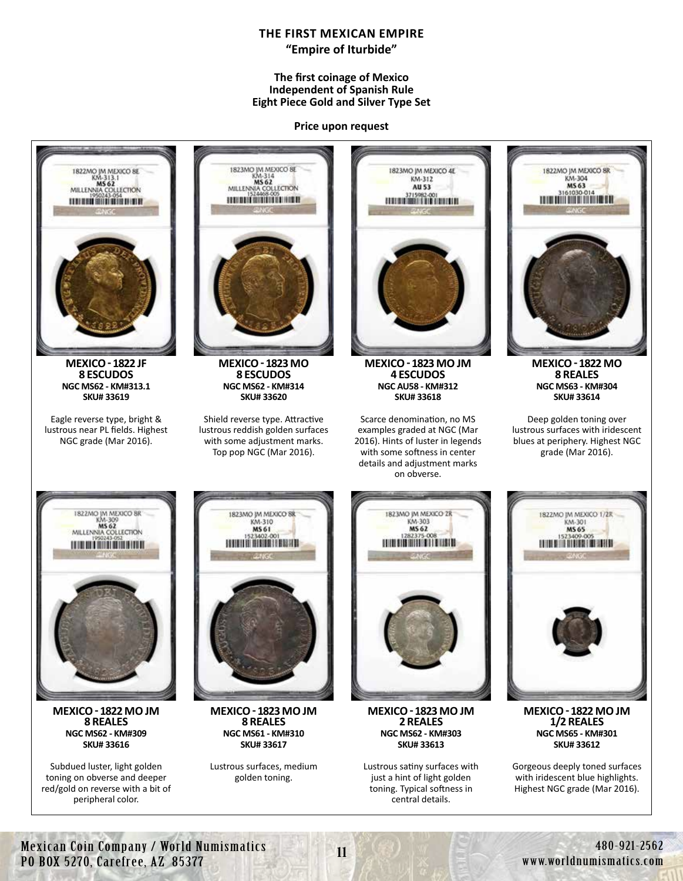# THE FIRST MEXICAN EMPIRE

## "Empire of Iturbide"

**The first coinage of Mexico**
**Independent of Spanish Rule**
**Eight Piece Gold and Silver Type Set**

**Price upon request**

**MEXICO - 1822 JF**
**8 ESCUDOS**
**NGC MS62 - KM#313.1**
**SKU# 33619**

Eagle reverse type, bright & lustrous near PL fields. Highest NGC grade (Mar 2016).

**MEXICO - 1823 MO**
**8 ESCUDOS**
**NGC MS62 - KM#314**
**SKU# 33620**

Shield reverse type. Attractive lustrous reddish golden surfaces with some adjustment marks. Top pop NGC (Mar 2016).

**MEXICO - 1823 MO JM**
**4 ESCUDOS**
**NGC AU58 - KM#312**
**SKU# 33618**

Scarce denomination, no MS examples graded at NGC (Mar 2016). Hints of luster in legends with some softness in center details and adjustment marks on obverse.

**MEXICO - 1822 MO**
**8 REALES**
**NGC MS63 - KM#304**
**SKU# 33614**

Deep golden toning over lustrous surfaces with iridescent blues at periphery. Highest NGC grade (Mar 2016).

**MEXICO - 1822 MO JM**
**8 REALES**
**NGC MS62 - KM#309**
**SKU# 33616**

Subdued luster, light golden toning on obverse and deeper red/gold on reverse with a bit of peripheral color.

**MEXICO - 1823 MO JM**
**8 REALES**
**NGC MS61 - KM#310**
**SKU# 33617**

Lustrous surfaces, medium golden toning.

**MEXICO - 1823 MO JM**
**2 REALES**
**NGC MS62 - KM#303**
**SKU# 33613**

Lustrous satiny surfaces with just a hint of light golden toning. Typical softness in central details.

**MEXICO - 1822 MO JM**
**1/2 REALES**
**NGC MS65 - KM#301**
**SKU# 33612**

Gorgeous deeply toned surfaces with iridescent blue highlights. Highest NGC grade (Mar 2016).

Mexican Coin Company / World Numismatics
PO BOX 5270, Carefree, AZ 85377

480-921-2562
www.worldnumismatics.com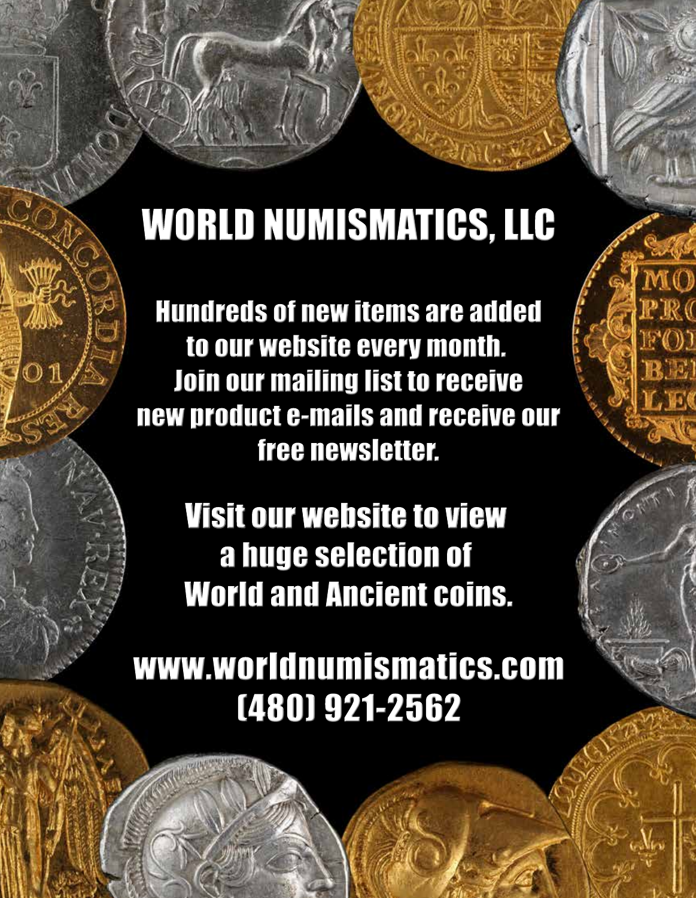# WORLD NUMISMATICS, LLC

Hundreds of new items are added to our website every month. Join our mailing list to receive new product e-mails and receive our free newsletter.

Visit our website to view a huge selection of World and Ancient coins.

www.worldnumismatics.com
(480) 921-2562